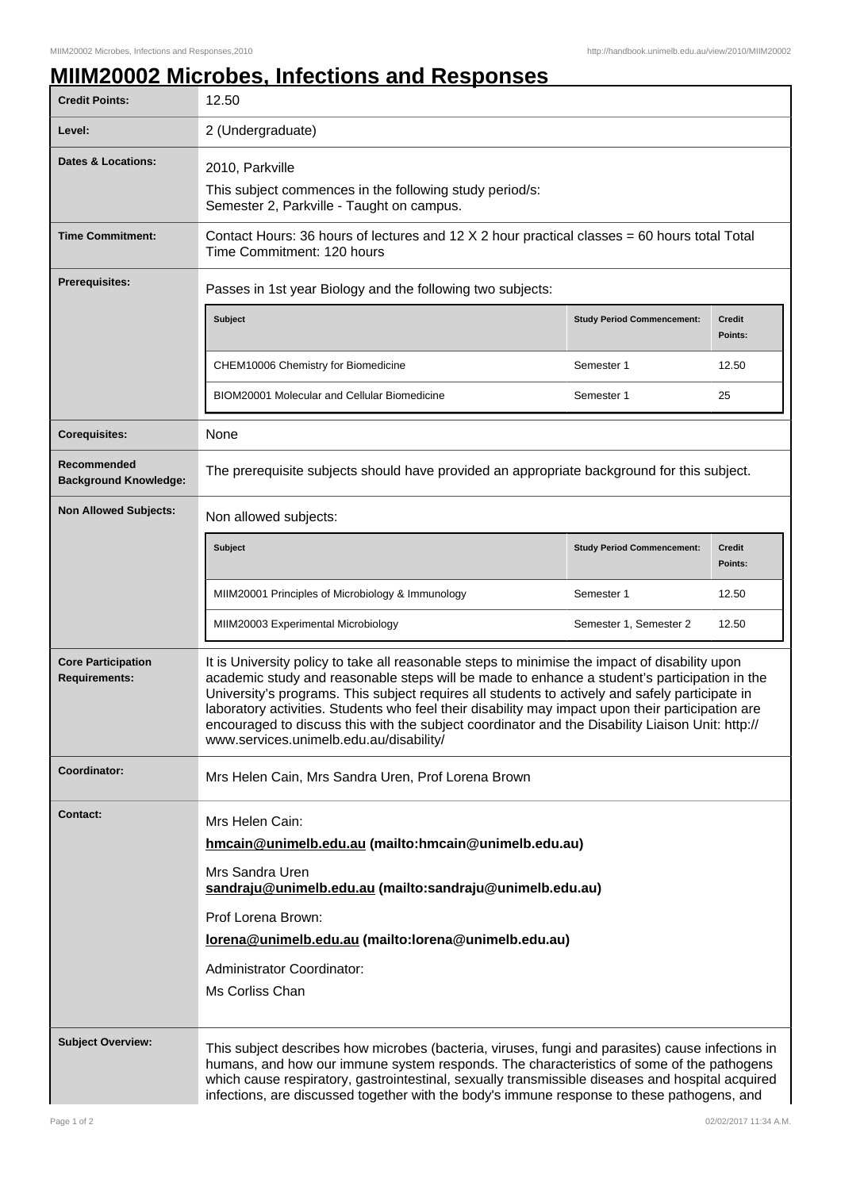# MIIM20002 Microbes, Infections and Responses

| | |
|---|---|
| **Credit Points:** | 12.50 |
| **Level:** | 2 (Undergraduate) |
| **Dates & Locations:** | 2010, Parkville<br>This subject commences in the following study period/s:<br>Semester 2, Parkville - Taught on campus. |
| **Time Commitment:** | Contact Hours: 36 hours of lectures and 12 X 2 hour practical classes = 60 hours total Total Time Commitment: 120 hours |
| **Prerequisites:** | Passes in 1st year Biology and the following two subjects: |
| **Corequisites:** | None |
| **Recommended Background Knowledge:** | The prerequisite subjects should have provided an appropriate background for this subject. |
| **Non Allowed Subjects:** | Non allowed subjects: |
| **Core Participation Requirements:** | It is University policy to take all reasonable steps to minimise the impact of disability upon academic study and reasonable steps will be made to enhance a student's participation in the University's programs. This subject requires all students to actively and safely participate in laboratory activities. Students who feel their disability may impact upon their participation are encouraged to discuss this with the subject coordinator and the Disability Liaison Unit: http://www.services.unimelb.edu.au/disability/ |
| **Coordinator:** | Mrs Helen Cain, Mrs Sandra Uren, Prof Lorena Brown |
| **Contact:** | Mrs Helen Cain:<br>**hmcain@unimelb.edu.au (mailto:hmcain@unimelb.edu.au)**<br>Mrs Sandra Uren<br>**sandraju@unimelb.edu.au (mailto:sandraju@unimelb.edu.au)**<br>Prof Lorena Brown:<br>**lorena@unimelb.edu.au (mailto:lorena@unimelb.edu.au)**<br>Administrator Coordinator:<br>Ms Corliss Chan |
| **Subject Overview:** | This subject describes how microbes (bacteria, viruses, fungi and parasites) cause infections in humans, and how our immune system responds. The characteristics of some of the pathogens which cause respiratory, gastrointestinal, sexually transmissible diseases and hospital acquired infections, are discussed together with the body's immune response to these pathogens, and |

**Prerequisites:**

| Subject | Study Period Commencement: | Credit Points: |
|---|---|---|
| CHEM10006 Chemistry for Biomedicine | Semester 1 | 12.50 |
| BIOM20001 Molecular and Cellular Biomedicine | Semester 1 | 25 |

**Non Allowed Subjects:**

| Subject | Study Period Commencement: | Credit Points: |
|---|---|---|
| MIIM20001 Principles of Microbiology & Immunology | Semester 1 | 12.50 |
| MIIM20003 Experimental Microbiology | Semester 1, Semester 2 | 12.50 |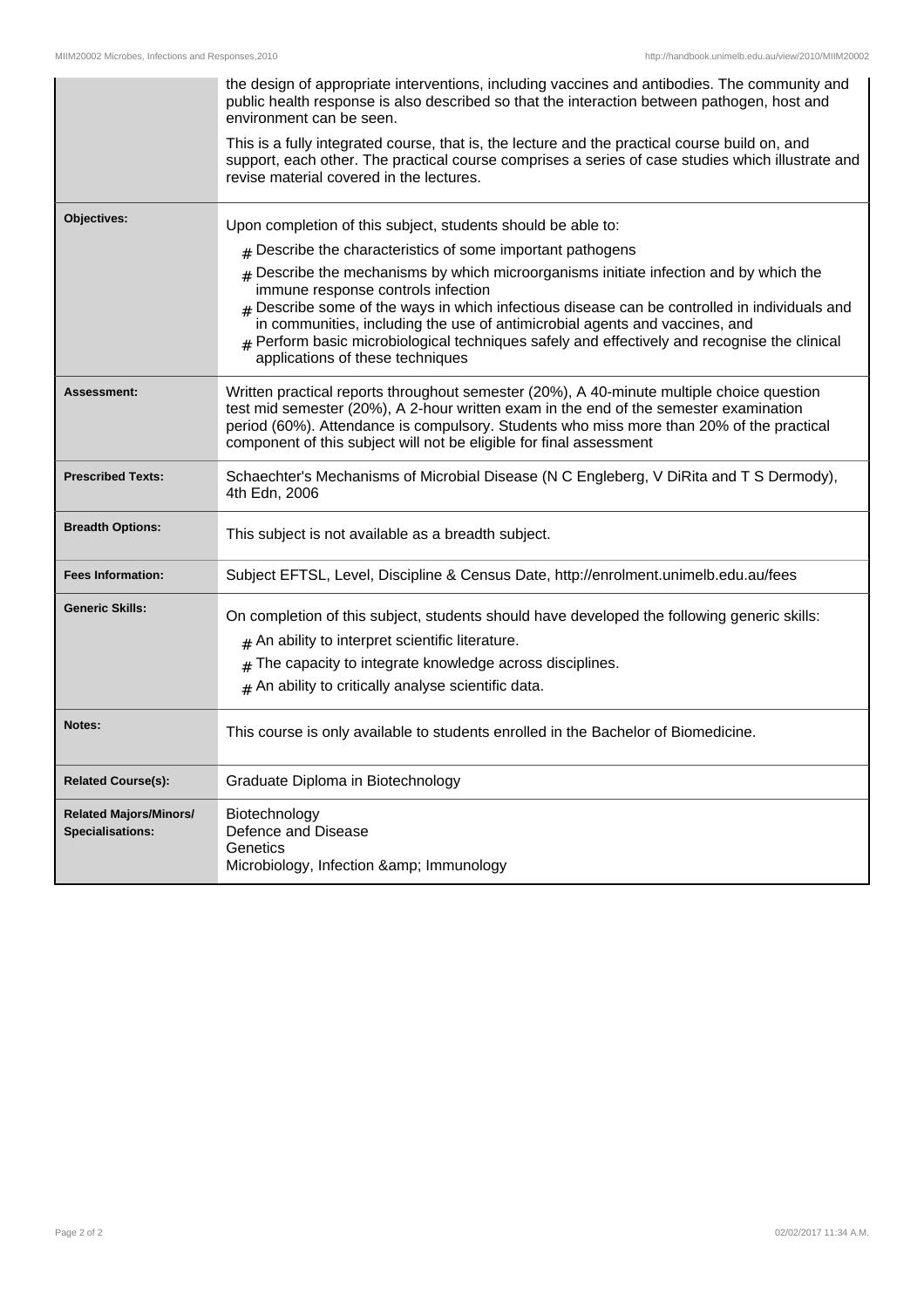| | |
|---|---|
| | the design of appropriate interventions, including vaccines and antibodies. The community and public health response is also described so that the interaction between pathogen, host and environment can be seen.<br><br>This is a fully integrated course, that is, the lecture and the practical course build on, and support, each other. The practical course comprises a series of case studies which illustrate and revise material covered in the lectures. |
| **Objectives:** | Upon completion of this subject, students should be able to:<br># Describe the characteristics of some important pathogens<br># Describe the mechanisms by which microorganisms initiate infection and by which the immune response controls infection<br># Describe some of the ways in which infectious disease can be controlled in individuals and in communities, including the use of antimicrobial agents and vaccines, and<br># Perform basic microbiological techniques safely and effectively and recognise the clinical applications of these techniques |
| **Assessment:** | Written practical reports throughout semester (20%), A 40-minute multiple choice question test mid semester (20%), A 2-hour written exam in the end of the semester examination period (60%). Attendance is compulsory. Students who miss more than 20% of the practical component of this subject will not be eligible for final assessment |
| **Prescribed Texts:** | Schaechter's Mechanisms of Microbial Disease (N C Engleberg, V DiRita and T S Dermody), 4th Edn, 2006 |
| **Breadth Options:** | This subject is not available as a breadth subject. |
| **Fees Information:** | Subject EFTSL, Level, Discipline & Census Date, http://enrolment.unimelb.edu.au/fees |
| **Generic Skills:** | On completion of this subject, students should have developed the following generic skills:<br># An ability to interpret scientific literature.<br># The capacity to integrate knowledge across disciplines.<br># An ability to critically analyse scientific data. |
| **Notes:** | This course is only available to students enrolled in the Bachelor of Biomedicine. |
| **Related Course(s):** | Graduate Diploma in Biotechnology |
| **Related Majors/Minors/ Specialisations:** | Biotechnology<br>Defence and Disease<br>Genetics<br>Microbiology, Infection &amp; Immunology |